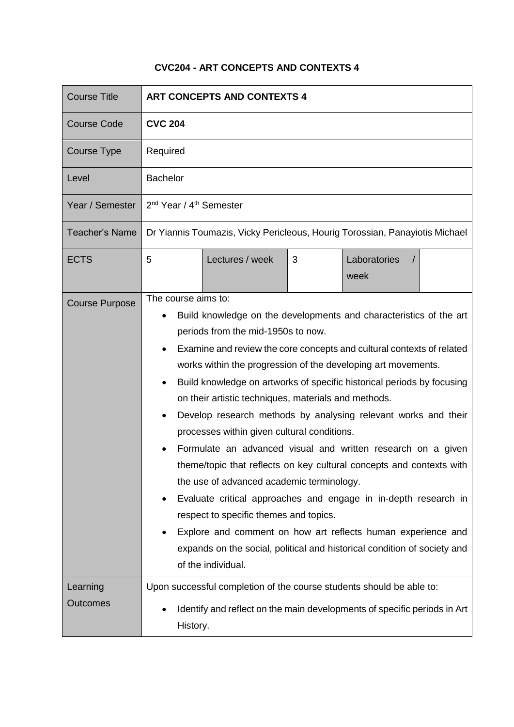# CVC204 - ART CONCEPTS AND CONTEXTS 4

| Course Title | **ART CONCEPTS AND CONTEXTS 4** | | | | |
|---|---|---|---|---|---|
| Course Code | **CVC 204** | | | | |
| Course Type | Required | | | | |
| Level | Bachelor | | | | |
| Year / Semester | 2nd Year / 4th Semester | | | | |
| Teacher's Name | Dr Yiannis Toumazis, Vicky Pericleous, Hourig Torossian, Panayiotis Michael | | | | |
| ECTS | 5 | Lectures / week | 3 | Laboratories / week | |
| Course Purpose | The course aims to:<br>• Build knowledge on the developments and characteristics of the art periods from the mid-1950s to now.<br>• Examine and review the core concepts and cultural contexts of related works within the progression of the developing art movements.<br>• Build knowledge on artworks of specific historical periods by focusing on their artistic techniques, materials and methods.<br>• Develop research methods by analysing relevant works and their processes within given cultural conditions.<br>• Formulate an advanced visual and written research on a given theme/topic that reflects on key cultural concepts and contexts with the use of advanced academic terminology.<br>• Evaluate critical approaches and engage in in-depth research in respect to specific themes and topics.<br>• Explore and comment on how art reflects human experience and expands on the social, political and historical condition of society and of the individual. | | | | |
| Learning Outcomes | Upon successful completion of the course students should be able to:<br>• Identify and reflect on the main developments of specific periods in Art History. | | | | |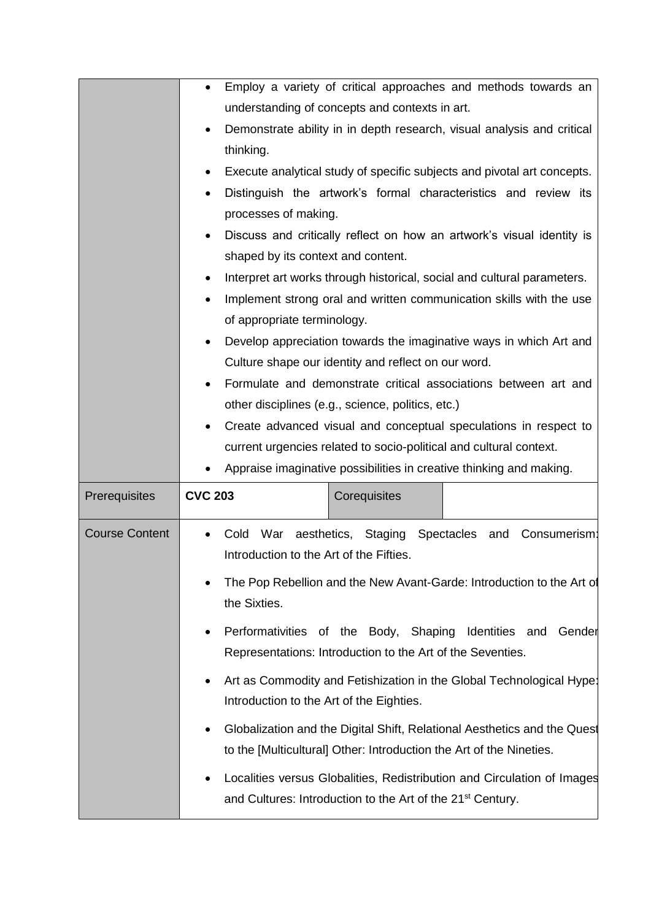| | | | |
|---|---|---|---|
| | <ul><li>Employ a variety of critical approaches and methods towards an understanding of concepts and contexts in art.</li><li>Demonstrate ability in in depth research, visual analysis and critical thinking.</li><li>Execute analytical study of specific subjects and pivotal art concepts.</li><li>Distinguish the artwork's formal characteristics and review its processes of making.</li><li>Discuss and critically reflect on how an artwork's visual identity is shaped by its context and content.</li><li>Interpret art works through historical, social and cultural parameters.</li><li>Implement strong oral and written communication skills with the use of appropriate terminology.</li><li>Develop appreciation towards the imaginative ways in which Art and Culture shape our identity and reflect on our word.</li><li>Formulate and demonstrate critical associations between art and other disciplines (e.g., science, politics, etc.)</li><li>Create advanced visual and conceptual speculations in respect to current urgencies related to socio-political and cultural context.</li><li>Appraise imaginative possibilities in creative thinking and making.</li></ul> | | |
| Prerequisites | **CVC 203** | Corequisites | |
| Course Content | <ul><li>Cold War aesthetics, Staging Spectacles and Consumerism: Introduction to the Art of the Fifties.</li><li>The Pop Rebellion and the New Avant-Garde: Introduction to the Art of the Sixties.</li><li>Performativities of the Body, Shaping Identities and Gender Representations: Introduction to the Art of the Seventies.</li><li>Art as Commodity and Fetishization in the Global Technological Hype: Introduction to the Art of the Eighties.</li><li>Globalization and the Digital Shift, Relational Aesthetics and the Quest to the [Multicultural] Other: Introduction the Art of the Nineties.</li><li>Localities versus Globalities, Redistribution and Circulation of Images and Cultures: Introduction to the Art of the 21st Century.</li></ul> | | |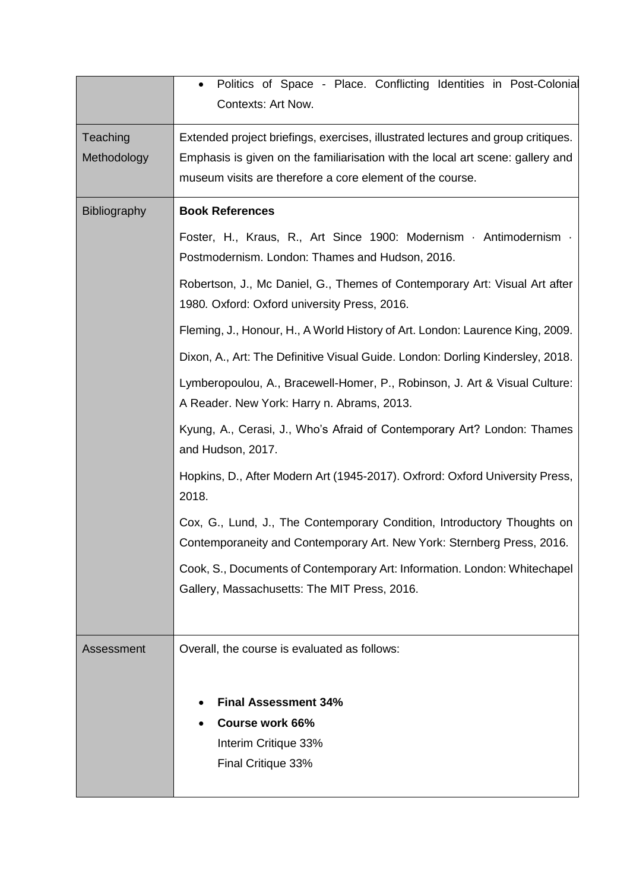| | |
|---|---|
| | • Politics of Space - Place. Conflicting Identities in Post-Colonial Contexts: Art Now. |
| Teaching Methodology | Extended project briefings, exercises, illustrated lectures and group critiques. Emphasis is given on the familiarisation with the local art scene: gallery and museum visits are therefore a core element of the course. |
| Bibliography | **Book References**<br><br>Foster, H., Kraus, R., Art Since 1900: Modernism · Antimodernism · Postmodernism. London: Thames and Hudson, 2016.<br><br>Robertson, J., Mc Daniel, G., Themes of Contemporary Art: Visual Art after 1980. Oxford: Oxford university Press, 2016.<br><br>Fleming, J., Honour, H., A World History of Art. London: Laurence King, 2009.<br><br>Dixon, A., Art: The Definitive Visual Guide. London: Dorling Kindersley, 2018.<br><br>Lymberopoulou, A., Bracewell-Homer, P., Robinson, J. Art & Visual Culture: A Reader. New York: Harry n. Abrams, 2013.<br><br>Kyung, A., Cerasi, J., Who's Afraid of Contemporary Art? London: Thames and Hudson, 2017.<br><br>Hopkins, D., After Modern Art (1945-2017). Oxfrord: Oxford University Press, 2018.<br><br>Cox, G., Lund, J., The Contemporary Condition, Introductory Thoughts on Contemporaneity and Contemporary Art. New York: Sternberg Press, 2016.<br><br>Cook, S., Documents of Contemporary Art: Information. London: Whitechapel Gallery, Massachusetts: The MIT Press, 2016. |
| Assessment | Overall, the course is evaluated as follows:<br><br>• **Final Assessment 34%**<br>• **Course work 66%**<br>Interim Critique 33%<br>Final Critique 33% |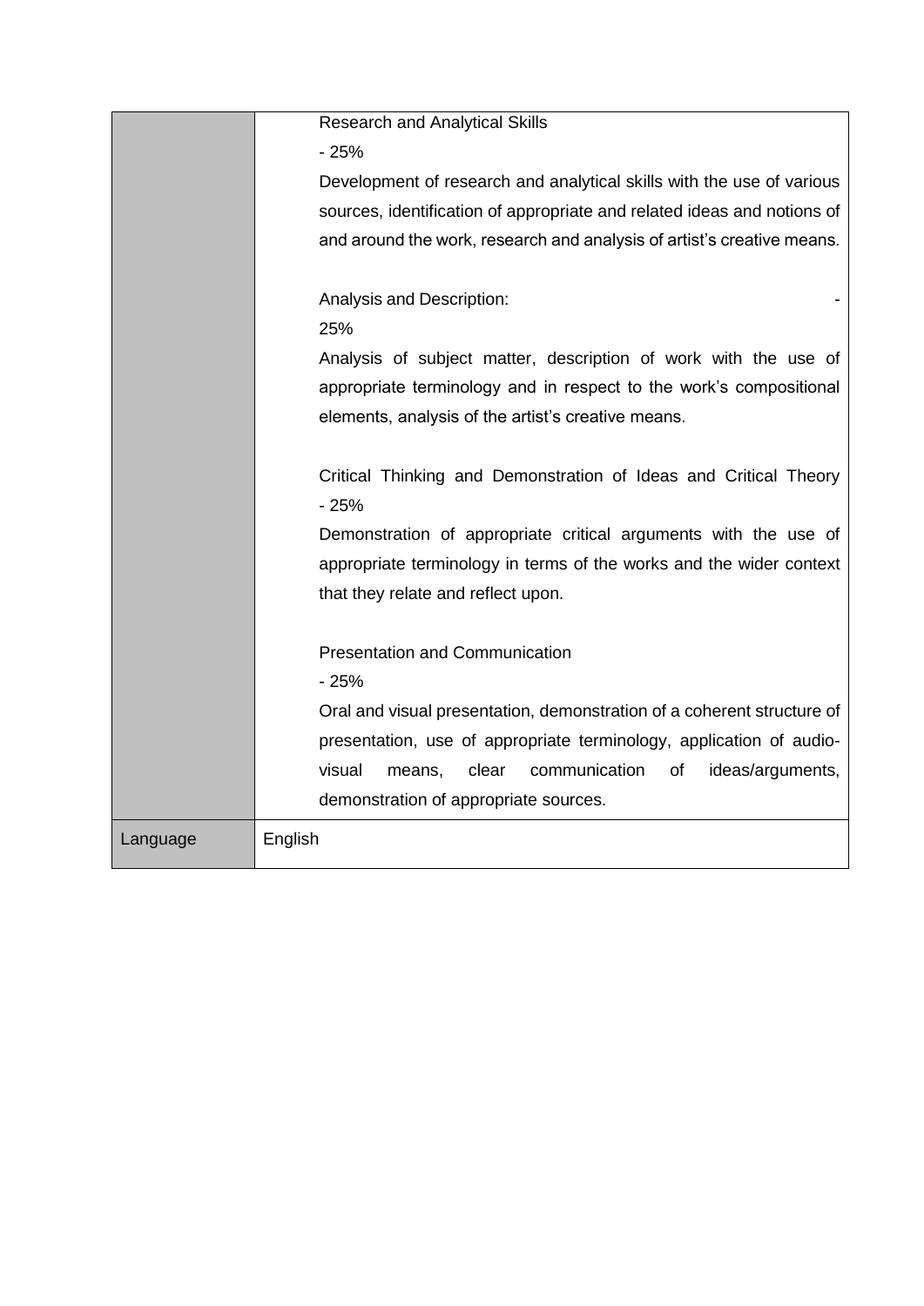| | |
|---|---|
| | Research and Analytical Skills<br>- 25%<br>Development of research and analytical skills with the use of various sources, identification of appropriate and related ideas and notions of and around the work, research and analysis of artist's creative means.<br><br>Analysis and Description: -<br>25%<br>Analysis of subject matter, description of work with the use of appropriate terminology and in respect to the work's compositional elements, analysis of the artist's creative means.<br><br>Critical Thinking and Demonstration of Ideas and Critical Theory - 25%<br>Demonstration of appropriate critical arguments with the use of appropriate terminology in terms of the works and the wider context that they relate and reflect upon.<br><br>Presentation and Communication<br>- 25%<br>Oral and visual presentation, demonstration of a coherent structure of presentation, use of appropriate terminology, application of audio-visual means, clear communication of ideas/arguments, demonstration of appropriate sources. |
| Language | English |